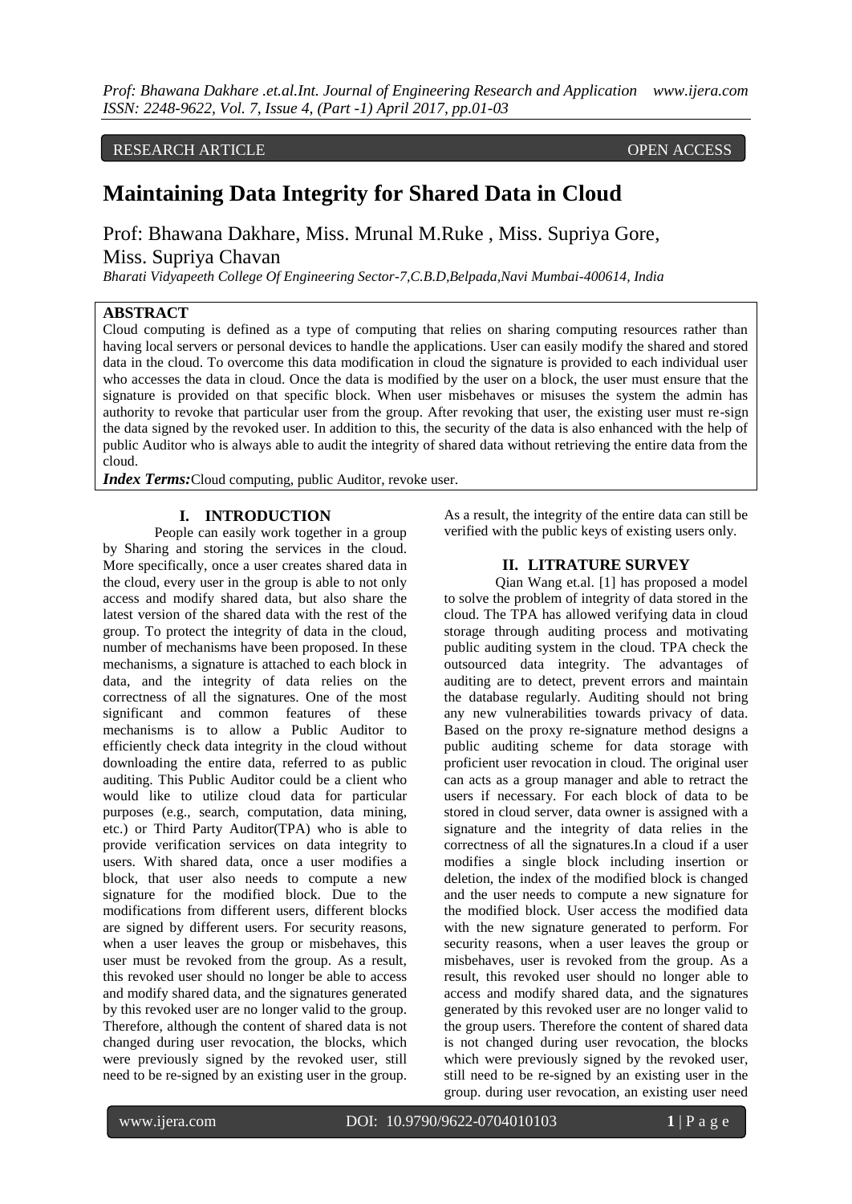RESEARCH ARTICLE OPEN ACCESS

# Maintaining Data Integrity for Shared Data in Cloud

Prof: Bhawana Dakhare, Miss. Mrunal M.Ruke , Miss. Supriya Gore, Miss. Supriya Chavan

*Bharati Vidyapeeth College Of Engineering Sector-7,C.B.D,Belpada,Navi Mumbai-400614, India*

## ABSTRACT

Cloud computing is defined as a type of computing that relies on sharing computing resources rather than having local servers or personal devices to handle the applications. User can easily modify the shared and stored data in the cloud. To overcome this data modification in cloud the signature is provided to each individual user who accesses the data in cloud. Once the data is modified by the user on a block, the user must ensure that the signature is provided on that specific block. When user misbehaves or misuses the system the admin has authority to revoke that particular user from the group. After revoking that user, the existing user must re-sign the data signed by the revoked user. In addition to this, the security of the data is also enhanced with the help of public Auditor who is always able to audit the integrity of shared data without retrieving the entire data from the cloud.

***Index Terms:*** Cloud computing, public Auditor, revoke user.

## I. INTRODUCTION

People can easily work together in a group by Sharing and storing the services in the cloud. More specifically, once a user creates shared data in the cloud, every user in the group is able to not only access and modify shared data, but also share the latest version of the shared data with the rest of the group. To protect the integrity of data in the cloud, number of mechanisms have been proposed. In these mechanisms, a signature is attached to each block in data, and the integrity of data relies on the correctness of all the signatures. One of the most significant and common features of these mechanisms is to allow a Public Auditor to efficiently check data integrity in the cloud without downloading the entire data, referred to as public auditing. This Public Auditor could be a client who would like to utilize cloud data for particular purposes (e.g., search, computation, data mining, etc.) or Third Party Auditor(TPA) who is able to provide verification services on data integrity to users. With shared data, once a user modifies a block, that user also needs to compute a new signature for the modified block. Due to the modifications from different users, different blocks are signed by different users. For security reasons, when a user leaves the group or misbehaves, this user must be revoked from the group. As a result, this revoked user should no longer be able to access and modify shared data, and the signatures generated by this revoked user are no longer valid to the group. Therefore, although the content of shared data is not changed during user revocation, the blocks, which were previously signed by the revoked user, still need to be re-signed by an existing user in the group. As a result, the integrity of the entire data can still be verified with the public keys of existing users only.

## II. LITRATURE SURVEY

Qian Wang et.al. [1] has proposed a model to solve the problem of integrity of data stored in the cloud. The TPA has allowed verifying data in cloud storage through auditing process and motivating public auditing system in the cloud. TPA check the outsourced data integrity. The advantages of auditing are to detect, prevent errors and maintain the database regularly. Auditing should not bring any new vulnerabilities towards privacy of data. Based on the proxy re-signature method designs a public auditing scheme for data storage with proficient user revocation in cloud. The original user can acts as a group manager and able to retract the users if necessary. For each block of data to be stored in cloud server, data owner is assigned with a signature and the integrity of data relies in the correctness of all the signatures.In a cloud if a user modifies a single block including insertion or deletion, the index of the modified block is changed and the user needs to compute a new signature for the modified block. User access the modified data with the new signature generated to perform. For security reasons, when a user leaves the group or misbehaves, user is revoked from the group. As a result, this revoked user should no longer able to access and modify shared data, and the signatures generated by this revoked user are no longer valid to the group users. Therefore the content of shared data is not changed during user revocation, the blocks which were previously signed by the revoked user, still need to be re-signed by an existing user in the group. during user revocation, an existing user need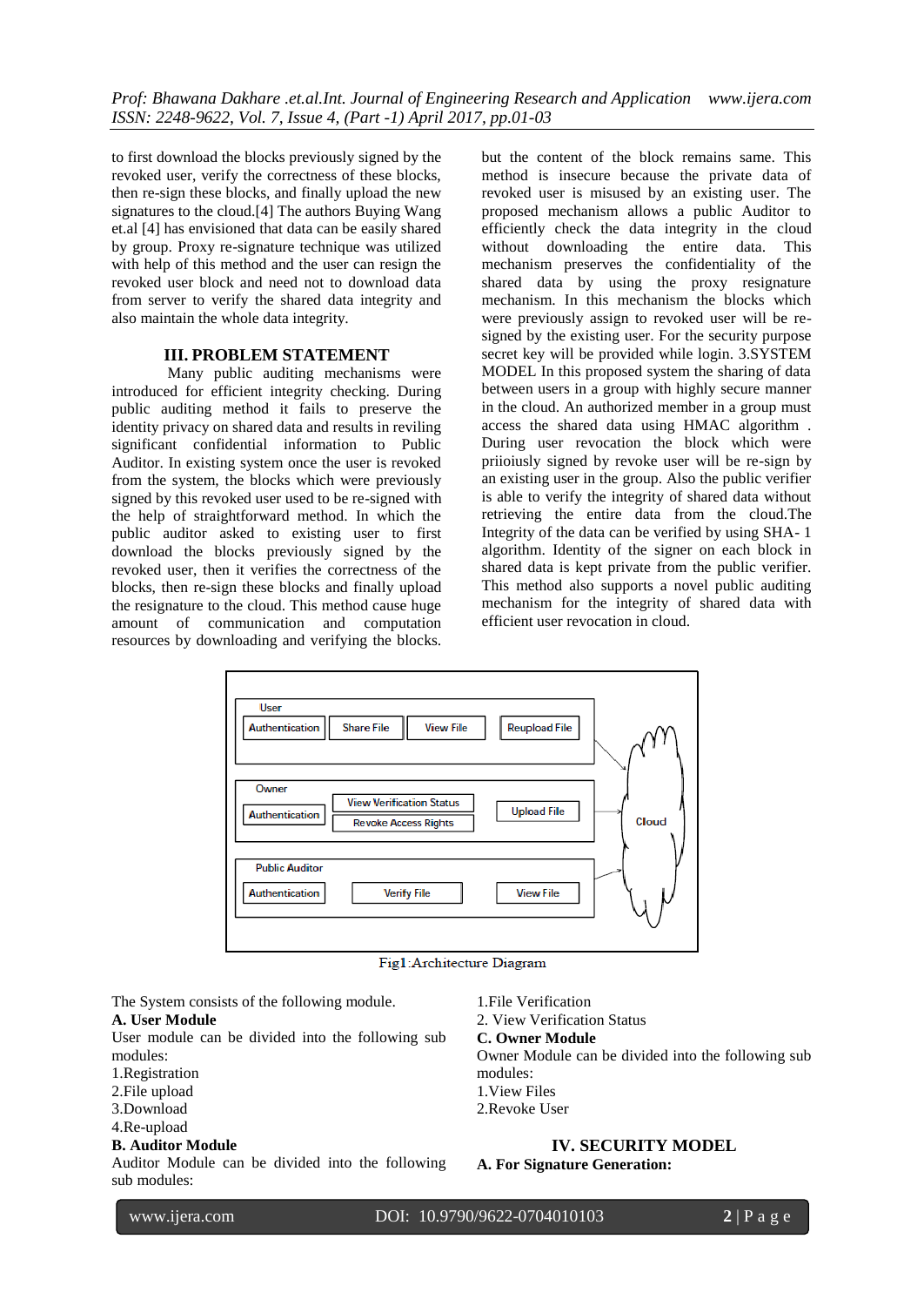to first download the blocks previously signed by the revoked user, verify the correctness of these blocks, then re-sign these blocks, and finally upload the new signatures to the cloud.[4] The authors Buying Wang et.al [4] has envisioned that data can be easily shared by group. Proxy re-signature technique was utilized with help of this method and the user can resign the revoked user block and need not to download data from server to verify the shared data integrity and also maintain the whole data integrity.

## III. PROBLEM STATEMENT

Many public auditing mechanisms were introduced for efficient integrity checking. During public auditing method it fails to preserve the identity privacy on shared data and results in reviling significant confidential information to Public Auditor. In existing system once the user is revoked from the system, the blocks which were previously signed by this revoked user used to be re-signed with the help of straightforward method. In which the public auditor asked to existing user to first download the blocks previously signed by the revoked user, then it verifies the correctness of the blocks, then re-sign these blocks and finally upload the resignature to the cloud. This method cause huge amount of communication and computation resources by downloading and verifying the blocks. but the content of the block remains same. This method is insecure because the private data of revoked user is misused by an existing user. The proposed mechanism allows a public Auditor to efficiently check the data integrity in the cloud without downloading the entire data. This mechanism preserves the confidentiality of the shared data by using the proxy resignature mechanism. In this mechanism the blocks which were previously assign to revoked user will be re-signed by the existing user. For the security purpose secret key will be provided while login. 3.SYSTEM MODEL In this proposed system the sharing of data between users in a group with highly secure manner in the cloud. An authorized member in a group must access the shared data using HMAC algorithm . During user revocation the block which were priioiusly signed by revoke user will be re-sign by an existing user in the group. Also the public verifier is able to verify the integrity of shared data without retrieving the entire data from the cloud.The Integrity of the data can be verified by using SHA- 1 algorithm. Identity of the signer on each block in shared data is kept private from the public verifier. This method also supports a novel public auditing mechanism for the integrity of shared data with efficient user revocation in cloud.

Fig1:Architecture Diagram

The System consists of the following module.

**A. User Module**

User module can be divided into the following sub modules:

1.Registration
2.File upload
3.Download
4.Re-upload

**B. Auditor Module**

Auditor Module can be divided into the following sub modules:

1.File Verification
2. View Verification Status

**C. Owner Module**

Owner Module can be divided into the following sub modules:

1.View Files
2.Revoke User

## IV. SECURITY MODEL

**A. For Signature Generation:**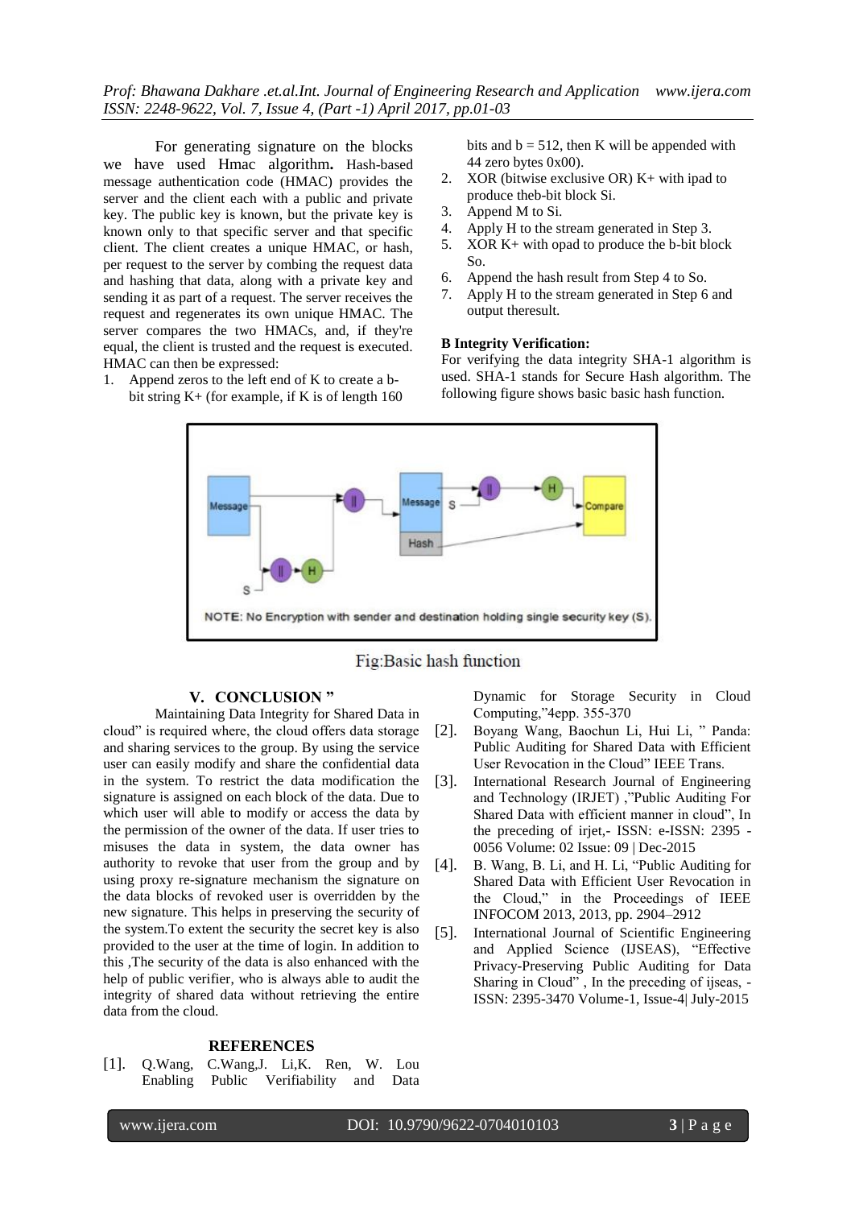For generating signature on the blocks we have used Hmac algorithm**.** Hash-based message authentication code (HMAC) provides the server and the client each with a public and private key. The public key is known, but the private key is known only to that specific server and that specific client. The client creates a unique HMAC, or hash, per request to the server by combing the request data and hashing that data, along with a private key and sending it as part of a request. The server receives the request and regenerates its own unique HMAC. The server compares the two HMACs, and, if they're equal, the client is trusted and the request is executed. HMAC can then be expressed:

1. Append zeros to the left end of K to create a b-bit string K+ (for example, if K is of length 160 bits and b = 512, then K will be appended with 44 zero bytes 0x00).
2. XOR (bitwise exclusive OR) K+ with ipad to produce theb-bit block Si.
3. Append M to Si.
4. Apply H to the stream generated in Step 3.
5. XOR K+ with opad to produce the b-bit block So.
6. Append the hash result from Step 4 to So.
7. Apply H to the stream generated in Step 6 and output theresult.

**B Integrity Verification:**

For verifying the data integrity SHA-1 algorithm is used. SHA-1 stands for Secure Hash algorithm. The following figure shows basic basic hash function.

Message
S
||
H
Message
S
Hash
||
H
Compare
NOTE: No Encryption with sender and destination holding single security key (S).

Fig:Basic hash function

## V. CONCLUSION "

Maintaining Data Integrity for Shared Data in cloud" is required where, the cloud offers data storage and sharing services to the group. By using the service user can easily modify and share the confidential data in the system. To restrict the data modification the signature is assigned on each block of the data. Due to which user will able to modify or access the data by the permission of the owner of the data. If user tries to misuses the data in system, the data owner has authority to revoke that user from the group and by using proxy re-signature mechanism the signature on the data blocks of revoked user is overridden by the new signature. This helps in preserving the security of the system.To extent the security the secret key is also provided to the user at the time of login. In addition to this ,The security of the data is also enhanced with the help of public verifier, who is always able to audit the integrity of shared data without retrieving the entire data from the cloud.

## REFERENCES

[1]. Q.Wang, C.Wang,J. Li,K. Ren, W. Lou Enabling Public Verifiability and Data Dynamic for Storage Security in Cloud Computing,"4epp. 355-370

[2]. Boyang Wang, Baochun Li, Hui Li, " Panda: Public Auditing for Shared Data with Efficient User Revocation in the Cloud" IEEE Trans.

[3]. International Research Journal of Engineering and Technology (IRJET) ,"Public Auditing For Shared Data with efficient manner in cloud", In the preceding of irjet,- ISSN: e-ISSN: 2395 -0056 Volume: 02 Issue: 09 | Dec-2015

[4]. B. Wang, B. Li, and H. Li, "Public Auditing for Shared Data with Efficient User Revocation in the Cloud," in the Proceedings of IEEE INFOCOM 2013, 2013, pp. 2904–2912

[5]. International Journal of Scientific Engineering and Applied Science (IJSEAS), "Effective Privacy-Preserving Public Auditing for Data Sharing in Cloud" , In the preceding of ijseas, -ISSN: 2395-3470 Volume-1, Issue-4| July-2015